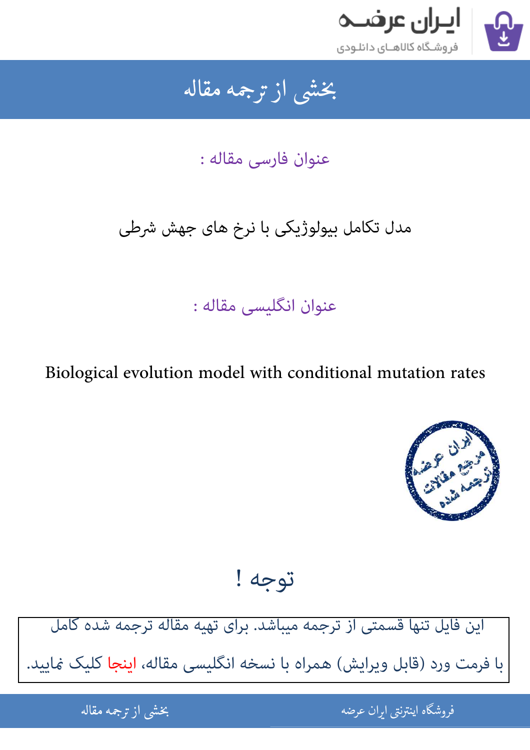# بخشی از ترجمه مقاله

## عنوان فارسی مقاله :

مدل تکامل بیولوژیکی با نرخ های جهش شرطی

## عنوان انگلیسی مقاله :

Biological evolution model with conditional mutation rates

## توجه !

این فایل تنها قسمتی از ترجمه میباشد. برای تهیه مقاله ترجمه شده کامل با فرمت ورد (قابل ویرایش) همراه با نسخه انگلیسی مقاله، اینجا کلیک نمایید.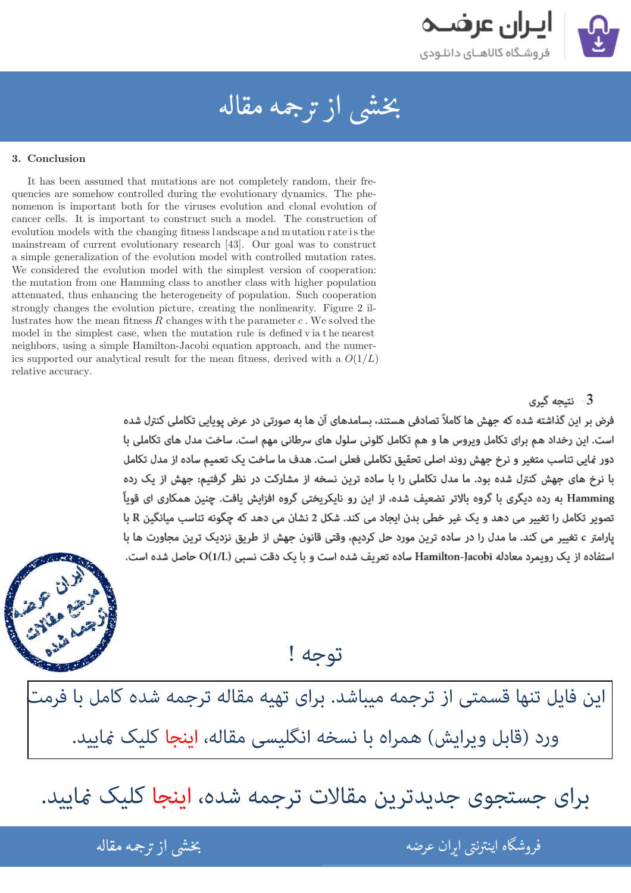# بخشی از ترجمه مقاله

## 3. Conclusion

It has been assumed that mutations are not completely random, their frequencies are somehow controlled during the evolutionary dynamics. The phenomenon is important both for the viruses evolution and clonal evolution of cancer cells. It is important to construct such a model. The construction of evolution models with the changing fitness landscape and mutation rate is the mainstream of current evolutionary research [43]. Our goal was to construct a simple generalization of the evolution model with controlled mutation rates. We considered the evolution model with the simplest version of cooperation: the mutation from one Hamming class to another class with higher population attenuated, thus enhancing the heterogeneity of population. Such cooperation strongly changes the evolution picture, creating the nonlinearity. Figure 2 illustrates how the mean fitness $R$ changes with the parameter $c$. We solved the model in the simplest case, when the mutation rule is defined via the nearest neighbors, using a simple Hamilton-Jacobi equation approach, and the numerics supported our analytical result for the mean fitness, derived with a $O(1/L)$ relative accuracy.

## 3- نتیجه گیری

فرض بر این گذاشته شده که جهش ها کاملاً تصادفی هستند، بسامدهای آن ها به صورتی در عرض پویایی تکاملی کنترل شده است. این رخداد هم برای تکامل ویروس ها و هم تکامل کلونی سلول های سرطانی مهم است. ساخت مدل های تکاملی با دور نمای تناسب متغیر و نرخ جهش روند اصلی تحقیق تکاملی فعلی است. هدف ما ساخت یک تعمیم ساده از مدل تکامل با نرخ های جهش کنترل شده بود. ما مدل تکاملی را با ساده ترین نسخه از مشارکت در نظر گرفتیم: جهش از یک رده Hamming به رده دیگری با گروه بالاتر تضعیف شده، از این رو نایکریختی گروه افزایش یافت. چنین همکاری ای قویاً تصویر تکامل را تغییر می دهد و یک غیر خطی بدن ایجاد می کند. شکل 2 نشان می دهد که چگونه تناسب میانگین R با پارامتر c تغییر می کند. ما مدل را در ساده ترین مورد حل کردیم، وقتی قانون جهش از طریق نزدیک ترین مجاورت ها با استفاده از یک رویمرد معادله Hamilton-Jacobi ساده تعریف شده است و با یک دقت نسبی O(1/L) حاصل شده است.

توجه !

این فایل تنها قسمتی از ترجمه میباشد. برای تهیه مقاله ترجمه شده کامل با فرمت ورد (قابل ویرایش) همراه با نسخه انگلیسی مقاله، اینجا کلیک نمایید.

برای جستجوی جدیدترین مقالات ترجمه شده، اینجا کلیک نمایید.